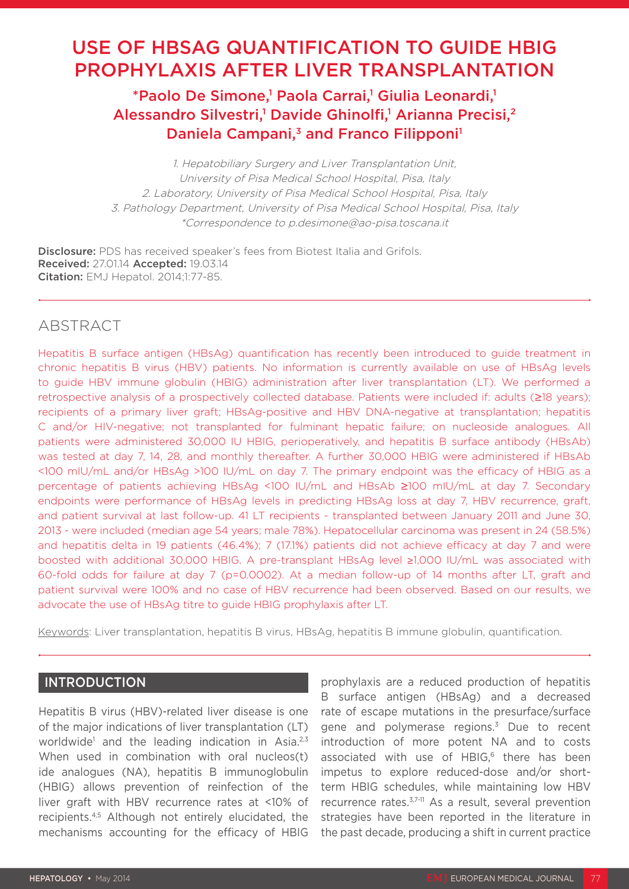# USE OF HBSAG QUANTIFICATION TO GUIDE HBIG PROPHYLAXIS AFTER LIVER TRANSPLANTATION

**\*Paolo De Simone,[1] Paola Carrai,[1] Giulia Leonardi,[1] Alessandro Silvestri,[1] Davide Ghinolfi,[1] Arianna Precisi,[2] Daniela Campani,[3] and Franco Filipponi[1]**

*1. Hepatobiliary Surgery and Liver Transplantation Unit, University of Pisa Medical School Hospital, Pisa, Italy*
*2. Laboratory, University of Pisa Medical School Hospital, Pisa, Italy*
*3. Pathology Department, University of Pisa Medical School Hospital, Pisa, Italy*
*\*Correspondence to p.desimone@ao-pisa.toscana.it*

**Disclosure:** PDS has received speaker's fees from Biotest Italia and Grifols.
**Received:** 27.01.14 **Accepted:** 19.03.14
**Citation:** EMJ Hepatol. 2014;1:77-85.

## ABSTRACT

Hepatitis B surface antigen (HBsAg) quantification has recently been introduced to guide treatment in chronic hepatitis B virus (HBV) patients. No information is currently available on use of HBsAg levels to guide HBV immune globulin (HBIG) administration after liver transplantation (LT). We performed a retrospective analysis of a prospectively collected database. Patients were included if: adults (≥18 years); recipients of a primary liver graft; HBsAg-positive and HBV DNA-negative at transplantation; hepatitis C and/or HIV-negative; not transplanted for fulminant hepatic failure; on nucleoside analogues. All patients were administered 30,000 IU HBIG, perioperatively, and hepatitis B surface antibody (HBsAb) was tested at day 7, 14, 28, and monthly thereafter. A further 30,000 HBIG were administered if HBsAb <100 mIU/mL and/or HBsAg >100 IU/mL on day 7. The primary endpoint was the efficacy of HBIG as a percentage of patients achieving HBsAg <100 IU/mL and HBsAb ≥100 mIU/mL at day 7. Secondary endpoints were performance of HBsAg levels in predicting HBsAg loss at day 7, HBV recurrence, graft, and patient survival at last follow-up. 41 LT recipients - transplanted between January 2011 and June 30, 2013 - were included (median age 54 years; male 78%). Hepatocellular carcinoma was present in 24 (58.5%) and hepatitis delta in 19 patients (46.4%); 7 (17.1%) patients did not achieve efficacy at day 7 and were boosted with additional 30,000 HBIG. A pre-transplant HBsAg level ≥1,000 IU/mL was associated with 60-fold odds for failure at day 7 (p=0.0002). At a median follow-up of 14 months after LT, graft and patient survival were 100% and no case of HBV recurrence had been observed. Based on our results, we advocate the use of HBsAg titre to guide HBIG prophylaxis after LT.

Keywords: Liver transplantation, hepatitis B virus, HBsAg, hepatitis B immune globulin, quantification.

## INTRODUCTION

Hepatitis B virus (HBV)-related liver disease is one of the major indications of liver transplantation (LT) worldwide[1] and the leading indication in Asia.[2,3] When used in combination with oral nucleos(t)ide analogues (NA), hepatitis B immunoglobulin (HBIG) allows prevention of reinfection of the liver graft with HBV recurrence rates at <10% of recipients.[4,5] Although not entirely elucidated, the mechanisms accounting for the efficacy of HBIG prophylaxis are a reduced production of hepatitis B surface antigen (HBsAg) and a decreased rate of escape mutations in the presurface/surface gene and polymerase regions.[3] Due to recent introduction of more potent NA and to costs associated with use of HBIG,[6] there has been impetus to explore reduced-dose and/or short-term HBIG schedules, while maintaining low HBV recurrence rates.[3,7-11] As a result, several prevention strategies have been reported in the literature in the past decade, producing a shift in current practice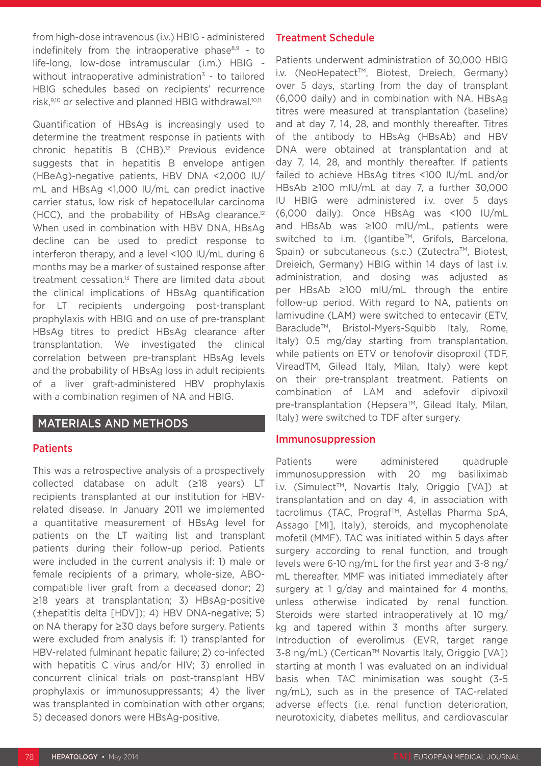from high-dose intravenous (i.v.) HBIG - administered indefinitely from the intraoperative phase[8,9] - to life-long, low-dose intramuscular (i.m.) HBIG - without intraoperative administration[3] - to tailored HBIG schedules based on recipients' recurrence risk,[9,10] or selective and planned HBIG withdrawal.[10,11]

Quantification of HBsAg is increasingly used to determine the treatment response in patients with chronic hepatitis B (CHB).[12] Previous evidence suggests that in hepatitis B envelope antigen (HBeAg)-negative patients, HBV DNA <2,000 IU/mL and HBsAg <1,000 IU/mL can predict inactive carrier status, low risk of hepatocellular carcinoma (HCC), and the probability of HBsAg clearance.[12] When used in combination with HBV DNA, HBsAg decline can be used to predict response to interferon therapy, and a level <100 IU/mL during 6 months may be a marker of sustained response after treatment cessation.[13] There are limited data about the clinical implications of HBsAg quantification for LT recipients undergoing post-transplant prophylaxis with HBIG and on use of pre-transplant HBsAg titres to predict HBsAg clearance after transplantation. We investigated the clinical correlation between pre-transplant HBsAg levels and the probability of HBsAg loss in adult recipients of a liver graft-administered HBV prophylaxis with a combination regimen of NA and HBIG.

## MATERIALS AND METHODS

### Patients

This was a retrospective analysis of a prospectively collected database on adult (≥18 years) LT recipients transplanted at our institution for HBV-related disease. In January 2011 we implemented a quantitative measurement of HBsAg level for patients on the LT waiting list and transplant patients during their follow-up period. Patients were included in the current analysis if: 1) male or female recipients of a primary, whole-size, ABO-compatible liver graft from a deceased donor; 2) ≥18 years at transplantation; 3) HBsAg-positive (±hepatitis delta [HDV]); 4) HBV DNA-negative; 5) on NA therapy for ≥30 days before surgery. Patients were excluded from analysis if: 1) transplanted for HBV-related fulminant hepatic failure; 2) co-infected with hepatitis C virus and/or HIV; 3) enrolled in concurrent clinical trials on post-transplant HBV prophylaxis or immunosuppressants; 4) the liver was transplanted in combination with other organs; 5) deceased donors were HBsAg-positive.

### Treatment Schedule

Patients underwent administration of 30,000 HBIG i.v. (NeoHepatect™, Biotest, Dreiech, Germany) over 5 days, starting from the day of transplant (6,000 daily) and in combination with NA. HBsAg titres were measured at transplantation (baseline) and at day 7, 14, 28, and monthly thereafter. Titres of the antibody to HBsAg (HBsAb) and HBV DNA were obtained at transplantation and at day 7, 14, 28, and monthly thereafter. If patients failed to achieve HBsAg titres <100 IU/mL and/or HBsAb ≥100 mIU/mL at day 7, a further 30,000 IU HBIG were administered i.v. over 5 days (6,000 daily). Once HBsAg was <100 IU/mL and HBsAb was ≥100 mIU/mL, patients were switched to i.m. (Igantibe™, Grifols, Barcelona, Spain) or subcutaneous (s.c.) (Zutectra™, Biotest, Dreieich, Germany) HBIG within 14 days of last i.v. administration, and dosing was adjusted as per HBsAb ≥100 mIU/mL through the entire follow-up period. With regard to NA, patients on lamivudine (LAM) were switched to entecavir (ETV, Baraclude™, Bristol-Myers-Squibb Italy, Rome, Italy) 0.5 mg/day starting from transplantation, while patients on ETV or tenofovir disoproxil (TDF, VireadTM, Gilead Italy, Milan, Italy) were kept on their pre-transplant treatment. Patients on combination of LAM and adefovir dipivoxil pre-transplantation (Hepsera™, Gilead Italy, Milan, Italy) were switched to TDF after surgery.

### Immunosuppression

Patients were administered quadruple immunosuppression with 20 mg basiliximab i.v. (Simulect™, Novartis Italy, Origgio [VA]) at transplantation and on day 4, in association with tacrolimus (TAC, Prograf™, Astellas Pharma SpA, Assago [MI], Italy), steroids, and mycophenolate mofetil (MMF). TAC was initiated within 5 days after surgery according to renal function, and trough levels were 6-10 ng/mL for the first year and 3-8 ng/mL thereafter. MMF was initiated immediately after surgery at 1 g/day and maintained for 4 months, unless otherwise indicated by renal function. Steroids were started intraoperatively at 10 mg/kg and tapered within 3 months after surgery. Introduction of everolimus (EVR, target range 3-8 ng/mL) (Certican™ Novartis Italy, Origgio [VA]) starting at month 1 was evaluated on an individual basis when TAC minimisation was sought (3-5 ng/mL), such as in the presence of TAC-related adverse effects (i.e. renal function deterioration, neurotoxicity, diabetes mellitus, and cardiovascular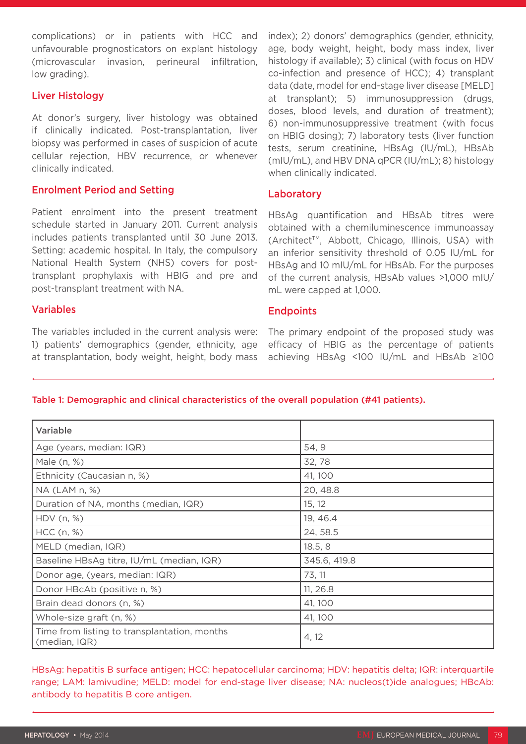complications) or in patients with HCC and unfavourable prognosticators on explant histology (microvascular invasion, perineural infiltration, low grading).

## Liver Histology

At donor's surgery, liver histology was obtained if clinically indicated. Post-transplantation, liver biopsy was performed in cases of suspicion of acute cellular rejection, HBV recurrence, or whenever clinically indicated.

## Enrolment Period and Setting

Patient enrolment into the present treatment schedule started in January 2011. Current analysis includes patients transplanted until 30 June 2013. Setting: academic hospital. In Italy, the compulsory National Health System (NHS) covers for post-transplant prophylaxis with HBIG and pre and post-transplant treatment with NA.

## Variables

The variables included in the current analysis were: 1) patients' demographics (gender, ethnicity, age at transplantation, body weight, height, body mass index); 2) donors' demographics (gender, ethnicity, age, body weight, height, body mass index, liver histology if available); 3) clinical (with focus on HDV co-infection and presence of HCC); 4) transplant data (date, model for end-stage liver disease [MELD] at transplant); 5) immunosuppression (drugs, doses, blood levels, and duration of treatment); 6) non-immunosuppressive treatment (with focus on HBIG dosing); 7) laboratory tests (liver function tests, serum creatinine, HBsAg (IU/mL), HBsAb (mIU/mL), and HBV DNA qPCR (IU/mL); 8) histology when clinically indicated.

## Laboratory

HBsAg quantification and HBsAb titres were obtained with a chemiluminescence immunoassay (Architect™, Abbott, Chicago, Illinois, USA) with an inferior sensitivity threshold of 0.05 IU/mL for HBsAg and 10 mIU/mL for HBsAb. For the purposes of the current analysis, HBsAb values >1,000 mIU/mL were capped at 1,000.

## Endpoints

The primary endpoint of the proposed study was efficacy of HBIG as the percentage of patients achieving HBsAg <100 IU/mL and HBsAb ≥100

Table 1: Demographic and clinical characteristics of the overall population (#41 patients).

| Variable | |
|---|---|
| Age (years, median: IQR) | 54, 9 |
| Male (n, %) | 32, 78 |
| Ethnicity (Caucasian n, %) | 41, 100 |
| NA (LAM n, %) | 20, 48.8 |
| Duration of NA, months (median, IQR) | 15, 12 |
| HDV (n, %) | 19, 46.4 |
| HCC (n, %) | 24, 58.5 |
| MELD (median, IQR) | 18.5, 8 |
| Baseline HBsAg titre, IU/mL (median, IQR) | 345.6, 419.8 |
| Donor age, (years, median: IQR) | 73, 11 |
| Donor HBcAb (positive n, %) | 11, 26.8 |
| Brain dead donors (n, %) | 41, 100 |
| Whole-size graft (n, %) | 41, 100 |
| Time from listing to transplantation, months (median, IQR) | 4, 12 |

HBsAg: hepatitis B surface antigen; HCC: hepatocellular carcinoma; HDV: hepatitis delta; IQR: interquartile range; LAM: lamivudine; MELD: model for end-stage liver disease; NA: nucleos(t)ide analogues; HBcAb: antibody to hepatitis B core antigen.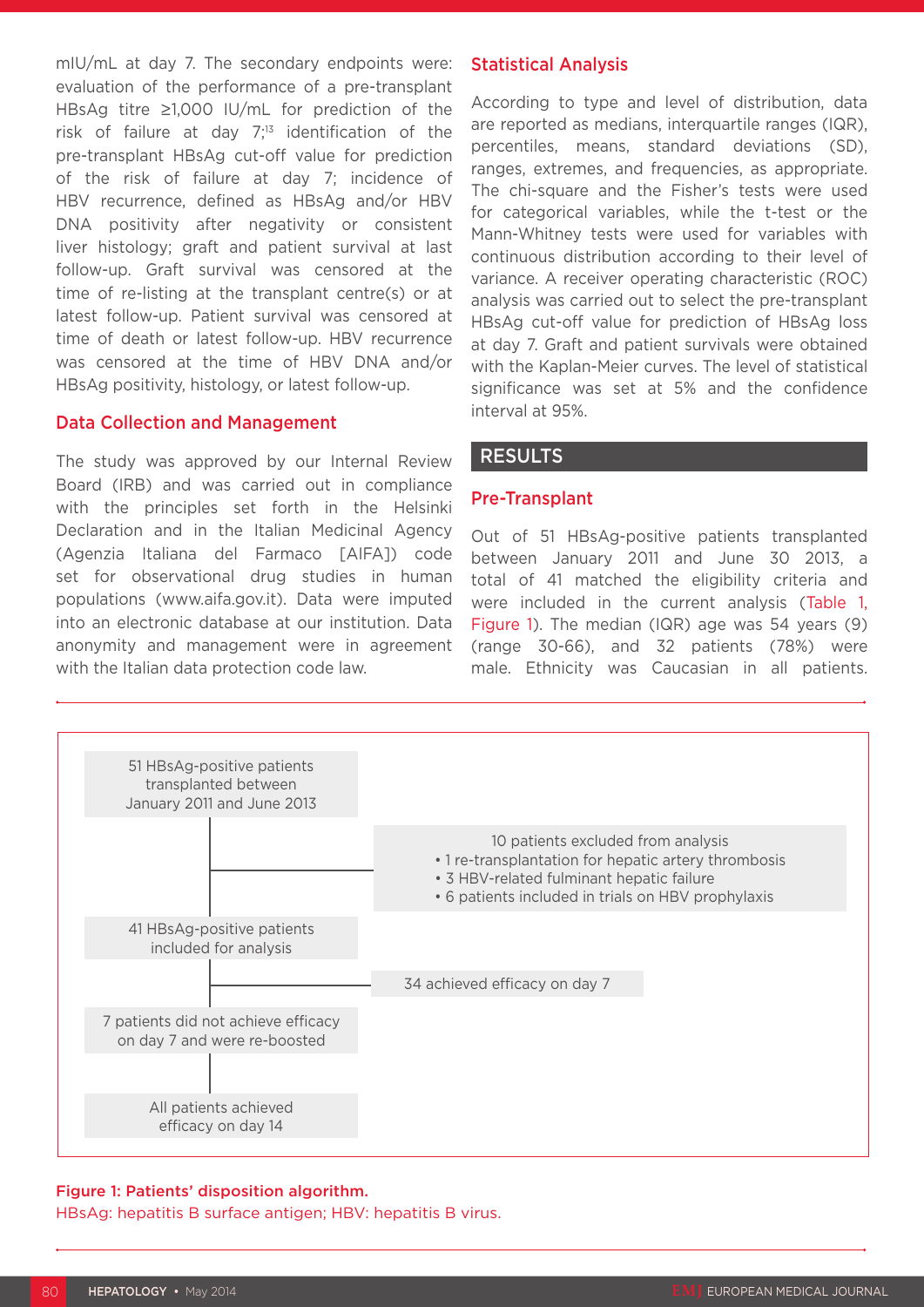mIU/mL at day 7. The secondary endpoints were: evaluation of the performance of a pre-transplant HBsAg titre ≥1,000 IU/mL for prediction of the risk of failure at day 7;[13] identification of the pre-transplant HBsAg cut-off value for prediction of the risk of failure at day 7; incidence of HBV recurrence, defined as HBsAg and/or HBV DNA positivity after negativity or consistent liver histology; graft and patient survival at last follow-up. Graft survival was censored at the time of re-listing at the transplant centre(s) or at latest follow-up. Patient survival was censored at time of death or latest follow-up. HBV recurrence was censored at the time of HBV DNA and/or HBsAg positivity, histology, or latest follow-up.

### Data Collection and Management

The study was approved by our Internal Review Board (IRB) and was carried out in compliance with the principles set forth in the Helsinki Declaration and in the Italian Medicinal Agency (Agenzia Italiana del Farmaco [AIFA]) code set for observational drug studies in human populations (www.aifa.gov.it). Data were imputed into an electronic database at our institution. Data anonymity and management were in agreement with the Italian data protection code law.

### Statistical Analysis

According to type and level of distribution, data are reported as medians, interquartile ranges (IQR), percentiles, means, standard deviations (SD), ranges, extremes, and frequencies, as appropriate. The chi-square and the Fisher's tests were used for categorical variables, while the t-test or the Mann-Whitney tests were used for variables with continuous distribution according to their level of variance. A receiver operating characteristic (ROC) analysis was carried out to select the pre-transplant HBsAg cut-off value for prediction of HBsAg loss at day 7. Graft and patient survivals were obtained with the Kaplan-Meier curves. The level of statistical significance was set at 5% and the confidence interval at 95%.

## RESULTS

### Pre-Transplant

Out of 51 HBsAg-positive patients transplanted between January 2011 and June 30 2013, a total of 41 matched the eligibility criteria and were included in the current analysis (Table 1, Figure 1). The median (IQR) age was 54 years (9) (range 30-66), and 32 patients (78%) were male. Ethnicity was Caucasian in all patients.

51 HBsAg-positive patients transplanted between January 2011 and June 2013

10 patients excluded from analysis
- 1 re-transplantation for hepatic artery thrombosis
- 3 HBV-related fulminant hepatic failure
- 6 patients included in trials on HBV prophylaxis

41 HBsAg-positive patients included for analysis

34 achieved efficacy on day 7

7 patients did not achieve efficacy on day 7 and were re-boosted

All patients achieved efficacy on day 14

**Figure 1: Patients' disposition algorithm.**
HBsAg: hepatitis B surface antigen; HBV: hepatitis B virus.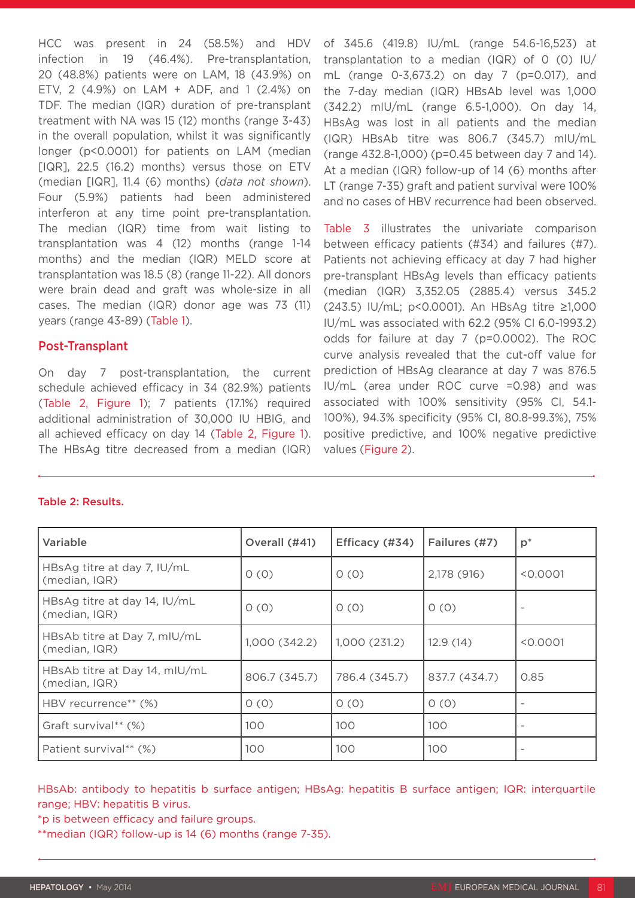HCC was present in 24 (58.5%) and HDV infection in 19 (46.4%). Pre-transplantation, 20 (48.8%) patients were on LAM, 18 (43.9%) on ETV, 2 (4.9%) on LAM + ADF, and 1 (2.4%) on TDF. The median (IQR) duration of pre-transplant treatment with NA was 15 (12) months (range 3-43) in the overall population, whilst it was significantly longer ($p<0.0001$) for patients on LAM (median [IQR], 22.5 (16.2) months) versus those on ETV (median [IQR], 11.4 (6) months) (*data not shown*). Four (5.9%) patients had been administered interferon at any time point pre-transplantation. The median (IQR) time from wait listing to transplantation was 4 (12) months (range 1-14 months) and the median (IQR) MELD score at transplantation was 18.5 (8) (range 11-22). All donors were brain dead and graft was whole-size in all cases. The median (IQR) donor age was 73 (11) years (range 43-89) (Table 1).

## Post-Transplant

On day 7 post-transplantation, the current schedule achieved efficacy in 34 (82.9%) patients (Table 2, Figure 1); 7 patients (17.1%) required additional administration of 30,000 IU HBIG, and all achieved efficacy on day 14 (Table 2, Figure 1). The HBsAg titre decreased from a median (IQR) of 345.6 (419.8) IU/mL (range 54.6-16,523) at transplantation to a median (IQR) of 0 (0) IU/mL (range 0-3,673.2) on day 7 ($p=0.017$), and the 7-day median (IQR) HBsAb level was 1,000 (342.2) mIU/mL (range 6.5-1,000). On day 14, HBsAg was lost in all patients and the median (IQR) HBsAb titre was 806.7 (345.7) mIU/mL (range 432.8-1,000) ($p=0.45$ between day 7 and 14). At a median (IQR) follow-up of 14 (6) months after LT (range 7-35) graft and patient survival were 100% and no cases of HBV recurrence had been observed.

Table 3 illustrates the univariate comparison between efficacy patients (#34) and failures (#7). Patients not achieving efficacy at day 7 had higher pre-transplant HBsAg levels than efficacy patients (median (IQR) 3,352.05 (2885.4) versus 345.2 (243.5) IU/mL; $p<0.0001$). An HBsAg titre ≥1,000 IU/mL was associated with 62.2 (95% CI 6.0-1993.2) odds for failure at day 7 ($p=0.0002$). The ROC curve analysis revealed that the cut-off value for prediction of HBsAg clearance at day 7 was 876.5 IU/mL (area under ROC curve =0.98) and was associated with 100% sensitivity (95% CI, 54.1-100%), 94.3% specificity (95% CI, 80.8-99.3%), 75% positive predictive, and 100% negative predictive values (Figure 2).

**Table 2: Results.**

| Variable | Overall (#41) | Efficacy (#34) | Failures (#7) | p* |
|---|---|---|---|---|
| HBsAg titre at day 7, IU/mL (median, IQR) | 0 (0) | 0 (0) | 2,178 (916) | <0.0001 |
| HBsAg titre at day 14, IU/mL (median, IQR) | 0 (0) | 0 (0) | 0 (0) | - |
| HBsAb titre at Day 7, mIU/mL (median, IQR) | 1,000 (342.2) | 1,000 (231.2) | 12.9 (14) | <0.0001 |
| HBsAb titre at Day 14, mIU/mL (median, IQR) | 806.7 (345.7) | 786.4 (345.7) | 837.7 (434.7) | 0.85 |
| HBV recurrence** (%) | 0 (0) | 0 (0) | 0 (0) | - |
| Graft survival** (%) | 100 | 100 | 100 | - |
| Patient survival** (%) | 100 | 100 | 100 | - |

HBsAb: antibody to hepatitis b surface antigen; HBsAg: hepatitis B surface antigen; IQR: interquartile range; HBV: hepatitis B virus.
*p is between efficacy and failure groups.
**median (IQR) follow-up is 14 (6) months (range 7-35).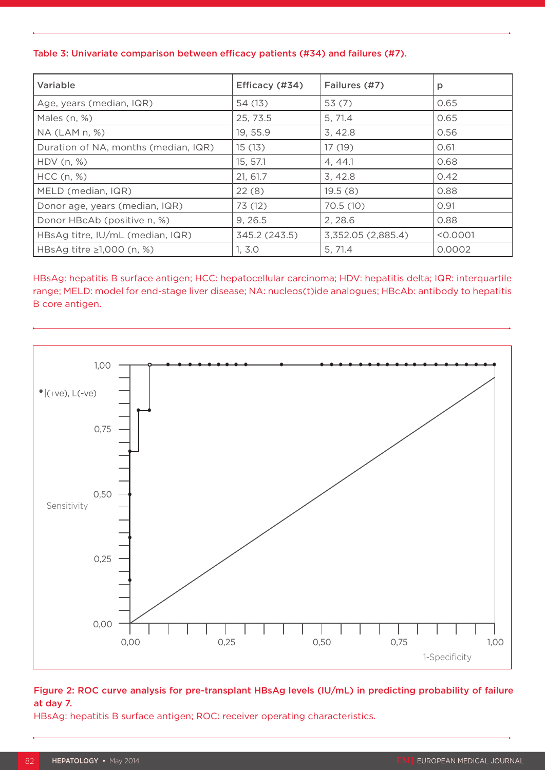Table 3: Univariate comparison between efficacy patients (#34) and failures (#7).

| Variable | Efficacy (#34) | Failures (#7) | p |
|---|---|---|---|
| Age, years (median, IQR) | 54 (13) | 53 (7) | 0.65 |
| Males (n, %) | 25, 73.5 | 5, 71.4 | 0.65 |
| NA (LAM n, %) | 19, 55.9 | 3, 42.8 | 0.56 |
| Duration of NA, months (median, IQR) | 15 (13) | 17 (19) | 0.61 |
| HDV (n, %) | 15, 57.1 | 4, 44.1 | 0.68 |
| HCC (n, %) | 21, 61.7 | 3, 42.8 | 0.42 |
| MELD (median, IQR) | 22 (8) | 19.5 (8) | 0.88 |
| Donor age, years (median, IQR) | 73 (12) | 70.5 (10) | 0.91 |
| Donor HBcAb (positive n, %) | 9, 26.5 | 2, 28.6 | 0.88 |
| HBsAg titre, IU/mL (median, IQR) | 345.2 (243.5) | 3,352.05 (2,885.4) | <0.0001 |
| HBsAg titre ≥1,000 (n, %) | 1, 3.0 | 5, 71.4 | 0.0002 |

HBsAg: hepatitis B surface antigen; HCC: hepatocellular carcinoma; HDV: hepatitis delta; IQR: interquartile range; MELD: model for end-stage liver disease; NA: nucleos(t)ide analogues; HBcAb: antibody to hepatitis B core antigen.

Figure 2: ROC curve analysis for pre-transplant HBsAg levels (IU/mL) in predicting probability of failure at day 7.

HBsAg: hepatitis B surface antigen; ROC: receiver operating characteristics.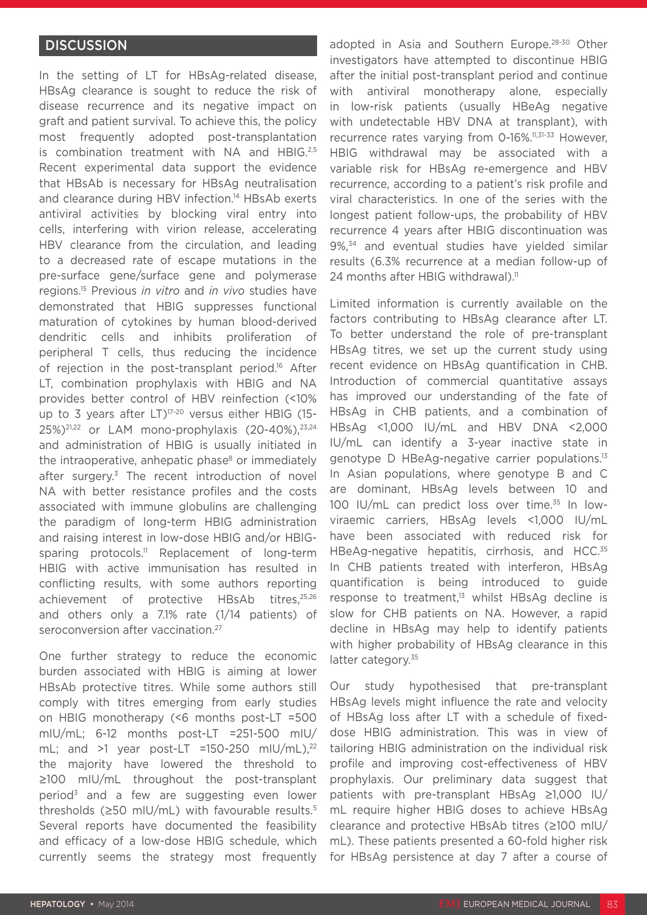## DISCUSSION

In the setting of LT for HBsAg-related disease, HBsAg clearance is sought to reduce the risk of disease recurrence and its negative impact on graft and patient survival. To achieve this, the policy most frequently adopted post-transplantation is combination treatment with NA and HBIG.[2,5] Recent experimental data support the evidence that HBsAb is necessary for HBsAg neutralisation and clearance during HBV infection.[14] HBsAb exerts antiviral activities by blocking viral entry into cells, interfering with virion release, accelerating HBV clearance from the circulation, and leading to a decreased rate of escape mutations in the pre-surface gene/surface gene and polymerase regions.[15] Previous *in vitro* and *in vivo* studies have demonstrated that HBIG suppresses functional maturation of cytokines by human blood-derived dendritic cells and inhibits proliferation of peripheral T cells, thus reducing the incidence of rejection in the post-transplant period.[16] After LT, combination prophylaxis with HBIG and NA provides better control of HBV reinfection (<10% up to 3 years after LT)[17-20] versus either HBIG (15-25%)[21,22] or LAM mono-prophylaxis (20-40%),[23,24] and administration of HBIG is usually initiated in the intraoperative, anhepatic phase[8] or immediately after surgery.[3] The recent introduction of novel NA with better resistance profiles and the costs associated with immune globulins are challenging the paradigm of long-term HBIG administration and raising interest in low-dose HBIG and/or HBIG-sparing protocols.[11] Replacement of long-term HBIG with active immunisation has resulted in conflicting results, with some authors reporting achievement of protective HBsAb titres,[25,26] and others only a 7.1% rate (1/14 patients) of seroconversion after vaccination.[27]

One further strategy to reduce the economic burden associated with HBIG is aiming at lower HBsAb protective titres. While some authors still comply with titres emerging from early studies on HBIG monotherapy (<6 months post-LT =500 mIU/mL; 6-12 months post-LT =251-500 mIU/mL; and >1 year post-LT =150-250 mIU/mL),[22] the majority have lowered the threshold to ≥100 mIU/mL throughout the post-transplant period[3] and a few are suggesting even lower thresholds (≥50 mIU/mL) with favourable results.[5] Several reports have documented the feasibility and efficacy of a low-dose HBIG schedule, which currently seems the strategy most frequently adopted in Asia and Southern Europe.[28-30] Other investigators have attempted to discontinue HBIG after the initial post-transplant period and continue with antiviral monotherapy alone, especially in low-risk patients (usually HBeAg negative with undetectable HBV DNA at transplant), with recurrence rates varying from 0-16%.[11,31-33] However, HBIG withdrawal may be associated with a variable risk for HBsAg re-emergence and HBV recurrence, according to a patient's risk profile and viral characteristics. In one of the series with the longest patient follow-ups, the probability of HBV recurrence 4 years after HBIG discontinuation was 9%,[34] and eventual studies have yielded similar results (6.3% recurrence at a median follow-up of 24 months after HBIG withdrawal).[11]

Limited information is currently available on the factors contributing to HBsAg clearance after LT. To better understand the role of pre-transplant HBsAg titres, we set up the current study using recent evidence on HBsAg quantification in CHB. Introduction of commercial quantitative assays has improved our understanding of the fate of HBsAg in CHB patients, and a combination of HBsAg <1,000 IU/mL and HBV DNA <2,000 IU/mL can identify a 3-year inactive state in genotype D HBeAg-negative carrier populations.[13] In Asian populations, where genotype B and C are dominant, HBsAg levels between 10 and 100 IU/mL can predict loss over time.[35] In low-viraemic carriers, HBsAg levels <1,000 IU/mL have been associated with reduced risk for HBeAg-negative hepatitis, cirrhosis, and HCC.[35] In CHB patients treated with interferon, HBsAg quantification is being introduced to guide response to treatment,[13] whilst HBsAg decline is slow for CHB patients on NA. However, a rapid decline in HBsAg may help to identify patients with higher probability of HBsAg clearance in this latter category.[35]

Our study hypothesised that pre-transplant HBsAg levels might influence the rate and velocity of HBsAg loss after LT with a schedule of fixed-dose HBIG administration. This was in view of tailoring HBIG administration on the individual risk profile and improving cost-effectiveness of HBV prophylaxis. Our preliminary data suggest that patients with pre-transplant HBsAg ≥1,000 IU/mL require higher HBIG doses to achieve HBsAg clearance and protective HBsAb titres (≥100 mIU/mL). These patients presented a 60-fold higher risk for HBsAg persistence at day 7 after a course of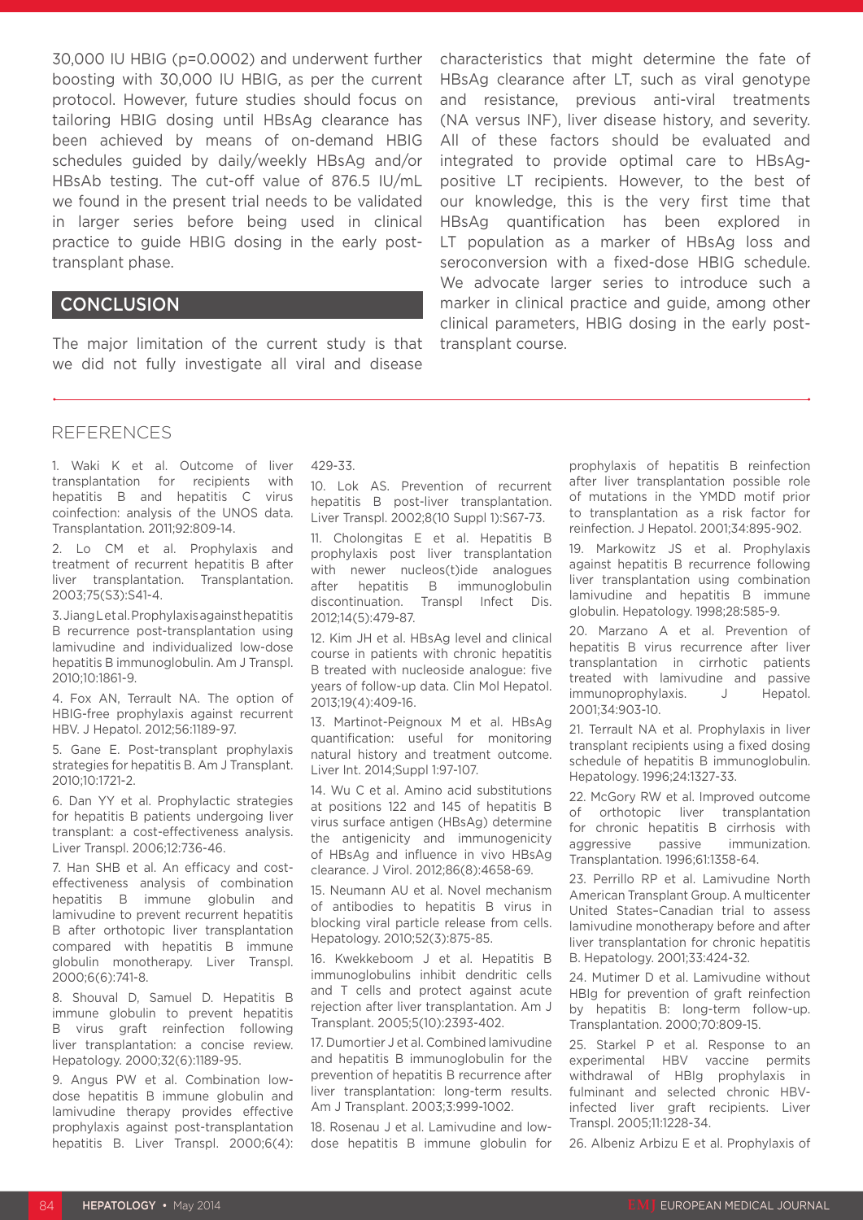30,000 IU HBIG (p=0.0002) and underwent further boosting with 30,000 IU HBIG, as per the current protocol. However, future studies should focus on tailoring HBIG dosing until HBsAg clearance has been achieved by means of on-demand HBIG schedules guided by daily/weekly HBsAg and/or HBsAb testing. The cut-off value of 876.5 IU/mL we found in the present trial needs to be validated in larger series before being used in clinical practice to guide HBIG dosing in the early post-transplant phase.

## CONCLUSION

The major limitation of the current study is that we did not fully investigate all viral and disease characteristics that might determine the fate of HBsAg clearance after LT, such as viral genotype and resistance, previous anti-viral treatments (NA versus INF), liver disease history, and severity. All of these factors should be evaluated and integrated to provide optimal care to HBsAg-positive LT recipients. However, to the best of our knowledge, this is the very first time that HBsAg quantification has been explored in LT population as a marker of HBsAg loss and seroconversion with a fixed-dose HBIG schedule. We advocate larger series to introduce such a marker in clinical practice and guide, among other clinical parameters, HBIG dosing in the early post-transplant course.

## REFERENCES

1. Waki K et al. Outcome of liver transplantation for recipients with hepatitis B and hepatitis C virus coinfection: analysis of the UNOS data. Transplantation. 2011;92:809-14.

2. Lo CM et al. Prophylaxis and treatment of recurrent hepatitis B after liver transplantation. Transplantation. 2003;75(S3):S41-4.

3. Jiang L et al. Prophylaxis against hepatitis B recurrence post-transplantation using lamivudine and individualized low-dose hepatitis B immunoglobulin. Am J Transpl. 2010;10:1861-9.

4. Fox AN, Terrault NA. The option of HBIG-free prophylaxis against recurrent HBV. J Hepatol. 2012;56:1189-97.

5. Gane E. Post-transplant prophylaxis strategies for hepatitis B. Am J Transplant. 2010;10:1721-2.

6. Dan YY et al. Prophylactic strategies for hepatitis B patients undergoing liver transplant: a cost-effectiveness analysis. Liver Transpl. 2006;12:736-46.

7. Han SHB et al. An efficacy and cost-effectiveness analysis of combination hepatitis B immune globulin and lamivudine to prevent recurrent hepatitis B after orthotopic liver transplantation compared with hepatitis B immune globulin monotherapy. Liver Transpl. 2000;6(6):741-8.

8. Shouval D, Samuel D. Hepatitis B immune globulin to prevent hepatitis B virus graft reinfection following liver transplantation: a concise review. Hepatology. 2000;32(6):1189-95.

9. Angus PW et al. Combination low-dose hepatitis B immune globulin and lamivudine therapy provides effective prophylaxis against post-transplantation hepatitis B. Liver Transpl. 2000;6(4):429-33.

10. Lok AS. Prevention of recurrent hepatitis B post-liver transplantation. Liver Transpl. 2002;8(10 Suppl 1):S67-73.

11. Cholongitas E et al. Hepatitis B prophylaxis post liver transplantation with newer nucleos(t)ide analogues after hepatitis B immunoglobulin discontinuation. Transpl Infect Dis. 2012;14(5):479-87.

12. Kim JH et al. HBsAg level and clinical course in patients with chronic hepatitis B treated with nucleoside analogue: five years of follow-up data. Clin Mol Hepatol. 2013;19(4):409-16.

13. Martinot-Peignoux M et al. HBsAg quantification: useful for monitoring natural history and treatment outcome. Liver Int. 2014;Suppl 1:97-107.

14. Wu C et al. Amino acid substitutions at positions 122 and 145 of hepatitis B virus surface antigen (HBsAg) determine the antigenicity and immunogenicity of HBsAg and influence in vivo HBsAg clearance. J Virol. 2012;86(8):4658-69.

15. Neumann AU et al. Novel mechanism of antibodies to hepatitis B virus in blocking viral particle release from cells. Hepatology. 2010;52(3):875-85.

16. Kwekkeboom J et al. Hepatitis B immunoglobulins inhibit dendritic cells and T cells and protect against acute rejection after liver transplantation. Am J Transplant. 2005;5(10):2393-402.

17. Dumortier J et al. Combined lamivudine and hepatitis B immunoglobulin for the prevention of hepatitis B recurrence after liver transplantation: long-term results. Am J Transplant. 2003;3:999-1002.

18. Rosenau J et al. Lamivudine and low-dose hepatitis B immune globulin for prophylaxis of hepatitis B reinfection after liver transplantation possible role of mutations in the YMDD motif prior to transplantation as a risk factor for reinfection. J Hepatol. 2001;34:895-902.

19. Markowitz JS et al. Prophylaxis against hepatitis B recurrence following liver transplantation using combination lamivudine and hepatitis B immune globulin. Hepatology. 1998;28:585-9.

20. Marzano A et al. Prevention of hepatitis B virus recurrence after liver transplantation in cirrhotic patients treated with lamivudine and passive immunoprophylaxis. J Hepatol. 2001;34:903-10.

21. Terrault NA et al. Prophylaxis in liver transplant recipients using a fixed dosing schedule of hepatitis B immunoglobulin. Hepatology. 1996;24:1327-33.

22. McGory RW et al. Improved outcome of orthotopic liver transplantation for chronic hepatitis B cirrhosis with aggressive passive immunization. Transplantation. 1996;61:1358-64.

23. Perrillo RP et al. Lamivudine North American Transplant Group. A multicenter United States–Canadian trial to assess lamivudine monotherapy before and after liver transplantation for chronic hepatitis B. Hepatology. 2001;33:424-32.

24. Mutimer D et al. Lamivudine without HBIg for prevention of graft reinfection by hepatitis B: long-term follow-up. Transplantation. 2000;70:809-15.

25. Starkel P et al. Response to an experimental HBV vaccine permits withdrawal of HBIg prophylaxis in fulminant and selected chronic HBV-infected liver graft recipients. Liver Transpl. 2005;11:1228-34.

26. Albeniz Arbizu E et al. Prophylaxis of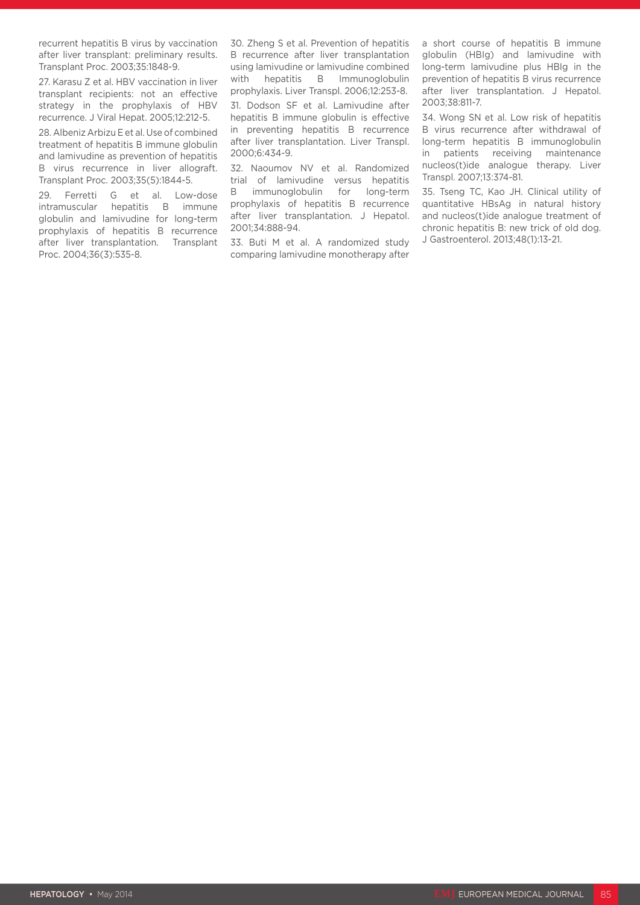recurrent hepatitis B virus by vaccination after liver transplant: preliminary results. Transplant Proc. 2003;35:1848-9.

27. Karasu Z et al. HBV vaccination in liver transplant recipients: not an effective strategy in the prophylaxis of HBV recurrence. J Viral Hepat. 2005;12:212-5.

28. Albeniz Arbizu E et al. Use of combined treatment of hepatitis B immune globulin and lamivudine as prevention of hepatitis B virus recurrence in liver allograft. Transplant Proc. 2003;35(5):1844-5.

29. Ferretti G et al. Low-dose intramuscular hepatitis B immune globulin and lamivudine for long-term prophylaxis of hepatitis B recurrence after liver transplantation. Transplant Proc. 2004;36(3):535-8.

30. Zheng S et al. Prevention of hepatitis B recurrence after liver transplantation using lamivudine or lamivudine combined with hepatitis B Immunoglobulin prophylaxis. Liver Transpl. 2006;12:253-8.

31. Dodson SF et al. Lamivudine after hepatitis B immune globulin is effective in preventing hepatitis B recurrence after liver transplantation. Liver Transpl. 2000;6:434-9.

32. Naoumov NV et al. Randomized trial of lamivudine versus hepatitis B immunoglobulin for long-term prophylaxis of hepatitis B recurrence after liver transplantation. J Hepatol. 2001;34:888-94.

33. Buti M et al. A randomized study comparing lamivudine monotherapy after a short course of hepatitis B immune globulin (HBIg) and lamivudine with long-term lamivudine plus HBIg in the prevention of hepatitis B virus recurrence after liver transplantation. J Hepatol. 2003;38:811-7.

34. Wong SN et al. Low risk of hepatitis B virus recurrence after withdrawal of long-term hepatitis B immunoglobulin in patients receiving maintenance nucleos(t)ide analogue therapy. Liver Transpl. 2007;13:374-81.

35. Tseng TC, Kao JH. Clinical utility of quantitative HBsAg in natural history and nucleos(t)ide analogue treatment of chronic hepatitis B: new trick of old dog. J Gastroenterol. 2013;48(1):13-21.